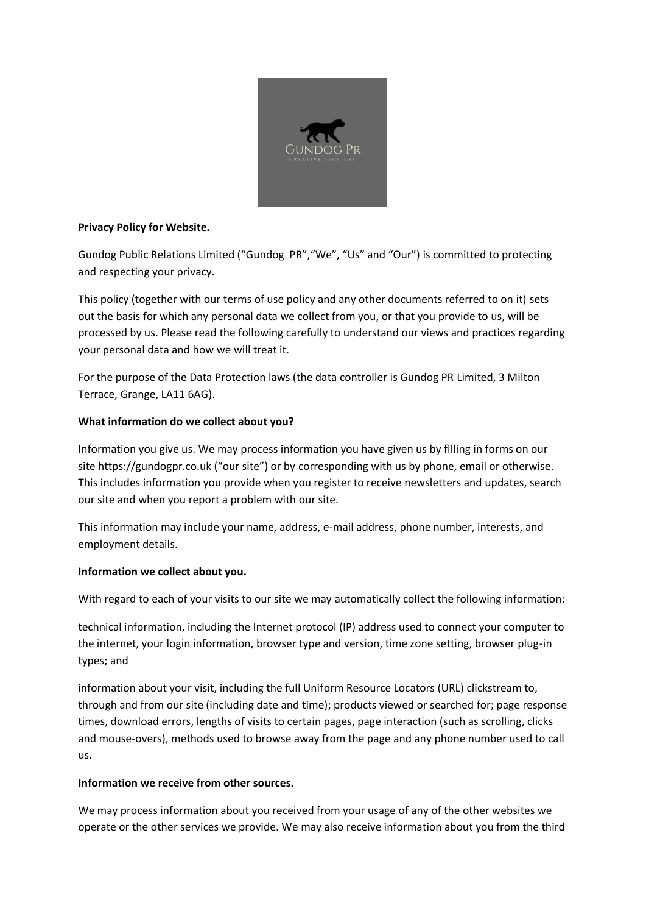**Privacy Policy for Website.**

Gundog Public Relations Limited ("Gundog PR","We", "Us" and "Our") is committed to protecting and respecting your privacy.

This policy (together with our terms of use policy and any other documents referred to on it) sets out the basis for which any personal data we collect from you, or that you provide to us, will be processed by us. Please read the following carefully to understand our views and practices regarding your personal data and how we will treat it.

For the purpose of the Data Protection laws (the data controller is Gundog PR Limited, 3 Milton Terrace, Grange, LA11 6AG).

**What information do we collect about you?**

Information you give us. We may process information you have given us by filling in forms on our site https://gundogpr.co.uk ("our site") or by corresponding with us by phone, email or otherwise. This includes information you provide when you register to receive newsletters and updates, search our site and when you report a problem with our site.

This information may include your name, address, e-mail address, phone number, interests, and employment details.

**Information we collect about you.**

With regard to each of your visits to our site we may automatically collect the following information:

technical information, including the Internet protocol (IP) address used to connect your computer to the internet, your login information, browser type and version, time zone setting, browser plug-in types; and

information about your visit, including the full Uniform Resource Locators (URL) clickstream to, through and from our site (including date and time); products viewed or searched for; page response times, download errors, lengths of visits to certain pages, page interaction (such as scrolling, clicks and mouse-overs), methods used to browse away from the page and any phone number used to call us.

**Information we receive from other sources.**

We may process information about you received from your usage of any of the other websites we operate or the other services we provide. We may also receive information about you from the third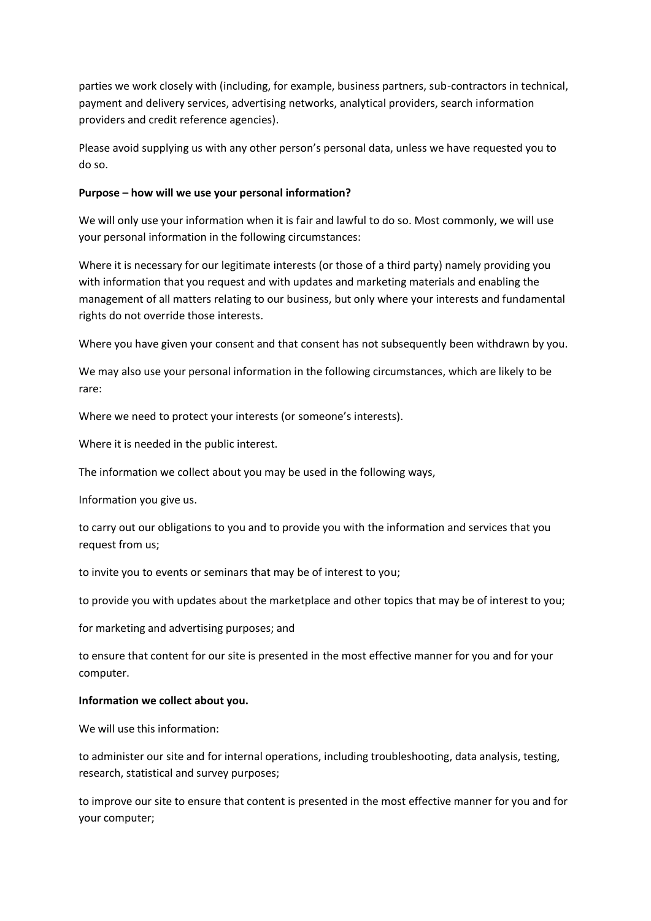parties we work closely with (including, for example, business partners, sub-contractors in technical, payment and delivery services, advertising networks, analytical providers, search information providers and credit reference agencies).

Please avoid supplying us with any other person's personal data, unless we have requested you to do so.

**Purpose – how will we use your personal information?**

We will only use your information when it is fair and lawful to do so. Most commonly, we will use your personal information in the following circumstances:

Where it is necessary for our legitimate interests (or those of a third party) namely providing you with information that you request and with updates and marketing materials and enabling the management of all matters relating to our business, but only where your interests and fundamental rights do not override those interests.

Where you have given your consent and that consent has not subsequently been withdrawn by you.

We may also use your personal information in the following circumstances, which are likely to be rare:

Where we need to protect your interests (or someone's interests).

Where it is needed in the public interest.

The information we collect about you may be used in the following ways,

Information you give us.

to carry out our obligations to you and to provide you with the information and services that you request from us;

to invite you to events or seminars that may be of interest to you;

to provide you with updates about the marketplace and other topics that may be of interest to you;

for marketing and advertising purposes; and

to ensure that content for our site is presented in the most effective manner for you and for your computer.

**Information we collect about you.**

We will use this information:

to administer our site and for internal operations, including troubleshooting, data analysis, testing, research, statistical and survey purposes;

to improve our site to ensure that content is presented in the most effective manner for you and for your computer;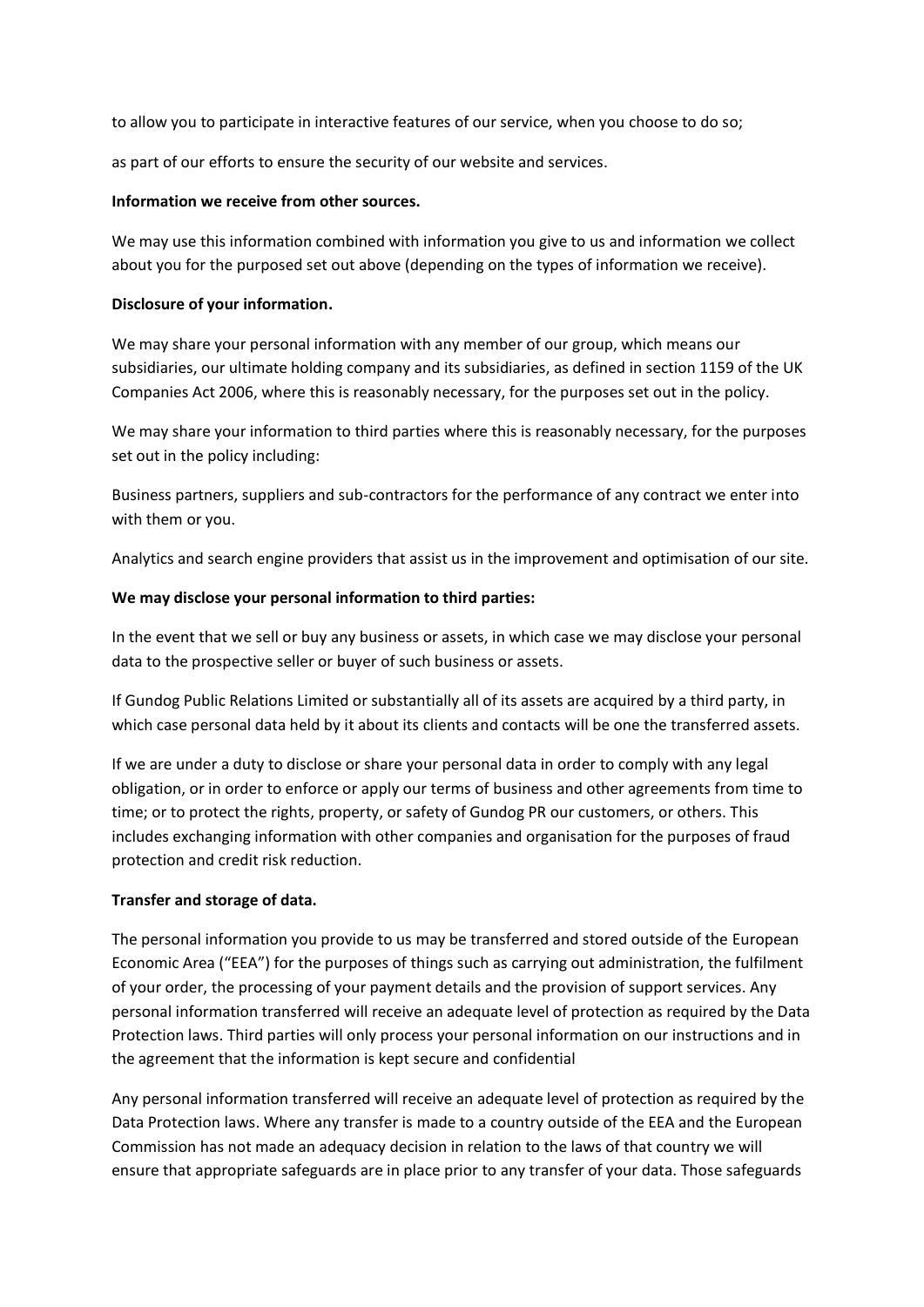to allow you to participate in interactive features of our service, when you choose to do so;

as part of our efforts to ensure the security of our website and services.

**Information we receive from other sources.**

We may use this information combined with information you give to us and information we collect about you for the purposed set out above (depending on the types of information we receive).

**Disclosure of your information.**

We may share your personal information with any member of our group, which means our subsidiaries, our ultimate holding company and its subsidiaries, as defined in section 1159 of the UK Companies Act 2006, where this is reasonably necessary, for the purposes set out in the policy.

We may share your information to third parties where this is reasonably necessary, for the purposes set out in the policy including:

Business partners, suppliers and sub-contractors for the performance of any contract we enter into with them or you.

Analytics and search engine providers that assist us in the improvement and optimisation of our site.

**We may disclose your personal information to third parties:**

In the event that we sell or buy any business or assets, in which case we may disclose your personal data to the prospective seller or buyer of such business or assets.

If Gundog Public Relations Limited or substantially all of its assets are acquired by a third party, in which case personal data held by it about its clients and contacts will be one the transferred assets.

If we are under a duty to disclose or share your personal data in order to comply with any legal obligation, or in order to enforce or apply our terms of business and other agreements from time to time; or to protect the rights, property, or safety of Gundog PR our customers, or others. This includes exchanging information with other companies and organisation for the purposes of fraud protection and credit risk reduction.

**Transfer and storage of data.**

The personal information you provide to us may be transferred and stored outside of the European Economic Area ("EEA") for the purposes of things such as carrying out administration, the fulfilment of your order, the processing of your payment details and the provision of support services. Any personal information transferred will receive an adequate level of protection as required by the Data Protection laws. Third parties will only process your personal information on our instructions and in the agreement that the information is kept secure and confidential

Any personal information transferred will receive an adequate level of protection as required by the Data Protection laws. Where any transfer is made to a country outside of the EEA and the European Commission has not made an adequacy decision in relation to the laws of that country we will ensure that appropriate safeguards are in place prior to any transfer of your data. Those safeguards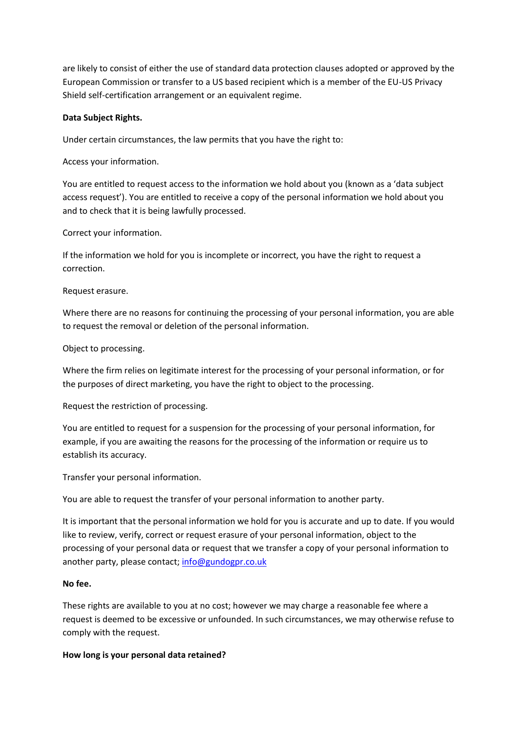are likely to consist of either the use of standard data protection clauses adopted or approved by the European Commission or transfer to a US based recipient which is a member of the EU-US Privacy Shield self-certification arrangement or an equivalent regime.

**Data Subject Rights.**

Under certain circumstances, the law permits that you have the right to:

Access your information.

You are entitled to request access to the information we hold about you (known as a 'data subject access request'). You are entitled to receive a copy of the personal information we hold about you and to check that it is being lawfully processed.

Correct your information.

If the information we hold for you is incomplete or incorrect, you have the right to request a correction.

Request erasure.

Where there are no reasons for continuing the processing of your personal information, you are able to request the removal or deletion of the personal information.

Object to processing.

Where the firm relies on legitimate interest for the processing of your personal information, or for the purposes of direct marketing, you have the right to object to the processing.

Request the restriction of processing.

You are entitled to request for a suspension for the processing of your personal information, for example, if you are awaiting the reasons for the processing of the information or require us to establish its accuracy.

Transfer your personal information.

You are able to request the transfer of your personal information to another party.

It is important that the personal information we hold for you is accurate and up to date. If you would like to review, verify, correct or request erasure of your personal information, object to the processing of your personal data or request that we transfer a copy of your personal information to another party, please contact; info@gundogpr.co.uk

**No fee.**

These rights are available to you at no cost; however we may charge a reasonable fee where a request is deemed to be excessive or unfounded. In such circumstances, we may otherwise refuse to comply with the request.

**How long is your personal data retained?**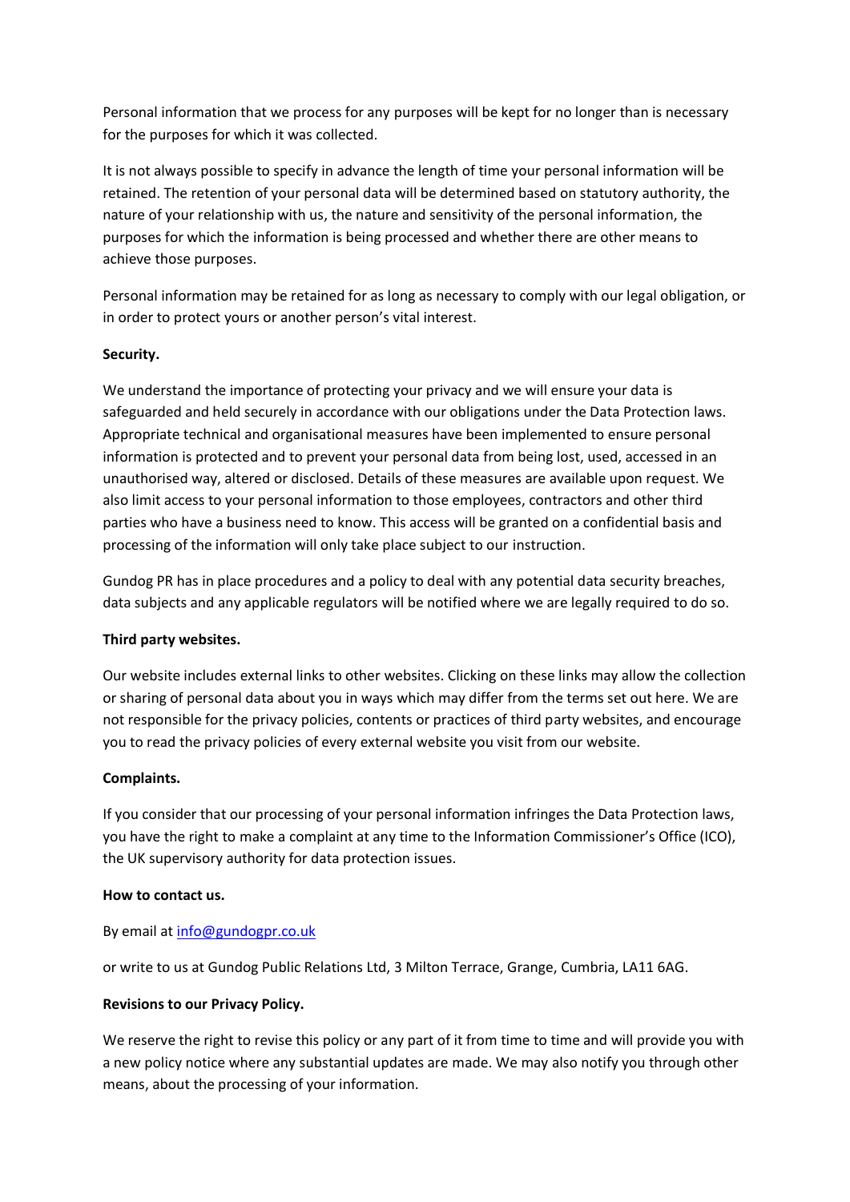Personal information that we process for any purposes will be kept for no longer than is necessary for the purposes for which it was collected.

It is not always possible to specify in advance the length of time your personal information will be retained. The retention of your personal data will be determined based on statutory authority, the nature of your relationship with us, the nature and sensitivity of the personal information, the purposes for which the information is being processed and whether there are other means to achieve those purposes.

Personal information may be retained for as long as necessary to comply with our legal obligation, or in order to protect yours or another person's vital interest.

**Security.**

We understand the importance of protecting your privacy and we will ensure your data is safeguarded and held securely in accordance with our obligations under the Data Protection laws. Appropriate technical and organisational measures have been implemented to ensure personal information is protected and to prevent your personal data from being lost, used, accessed in an unauthorised way, altered or disclosed. Details of these measures are available upon request. We also limit access to your personal information to those employees, contractors and other third parties who have a business need to know. This access will be granted on a confidential basis and processing of the information will only take place subject to our instruction.

Gundog PR has in place procedures and a policy to deal with any potential data security breaches, data subjects and any applicable regulators will be notified where we are legally required to do so.

**Third party websites.**

Our website includes external links to other websites. Clicking on these links may allow the collection or sharing of personal data about you in ways which may differ from the terms set out here. We are not responsible for the privacy policies, contents or practices of third party websites, and encourage you to read the privacy policies of every external website you visit from our website.

**Complaints.**

If you consider that our processing of your personal information infringes the Data Protection laws, you have the right to make a complaint at any time to the Information Commissioner's Office (ICO), the UK supervisory authority for data protection issues.

**How to contact us.**

By email at [info@gundogpr.co.uk](mailto:info@gundogpr.co.uk)

or write to us at Gundog Public Relations Ltd, 3 Milton Terrace, Grange, Cumbria, LA11 6AG.

**Revisions to our Privacy Policy.**

We reserve the right to revise this policy or any part of it from time to time and will provide you with a new policy notice where any substantial updates are made. We may also notify you through other means, about the processing of your information.